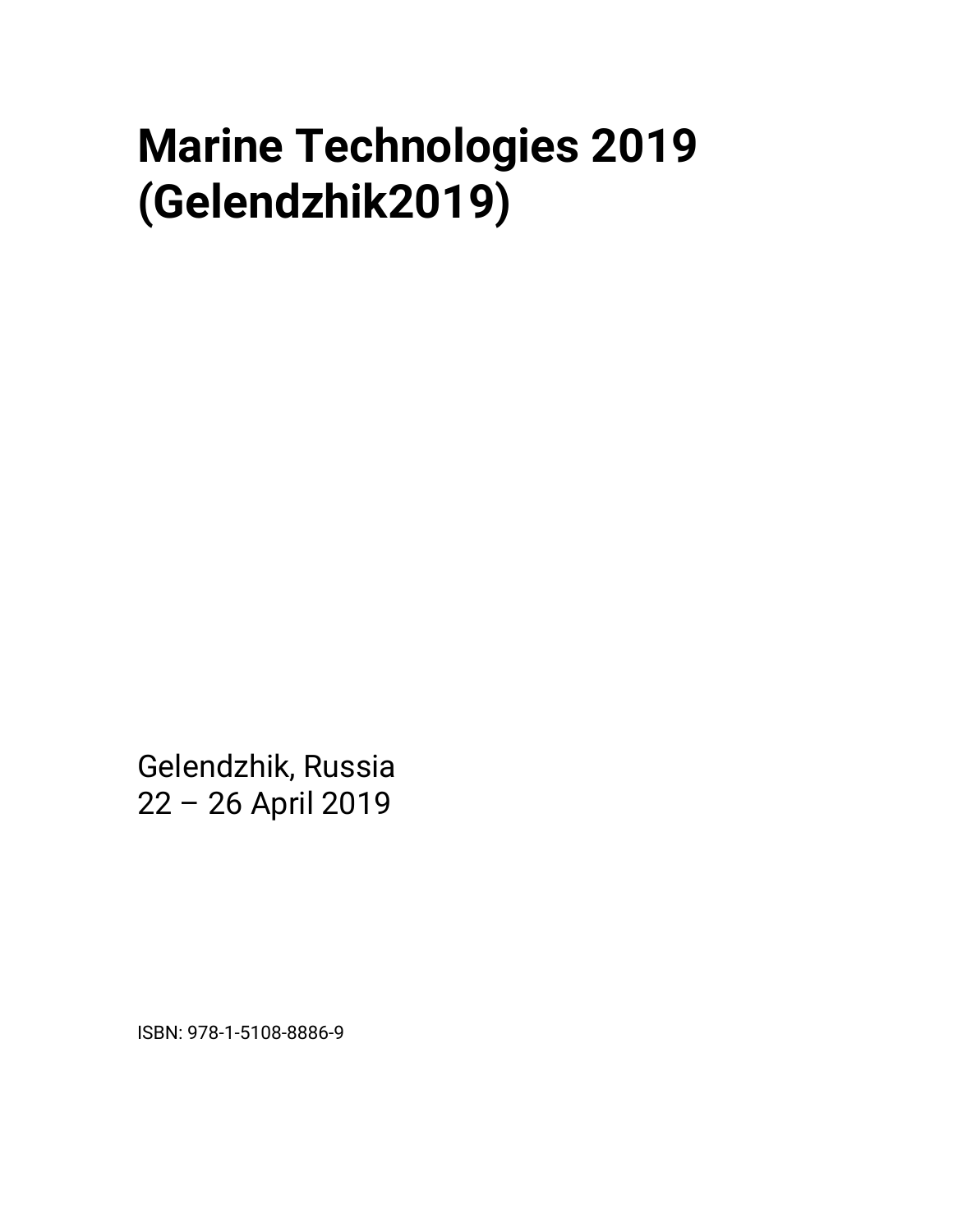# Marine Technologies 2019 (Gelendzhik2019)

Gelendzhik, Russia
22 – 26 April 2019

ISBN: 978-1-5108-8886-9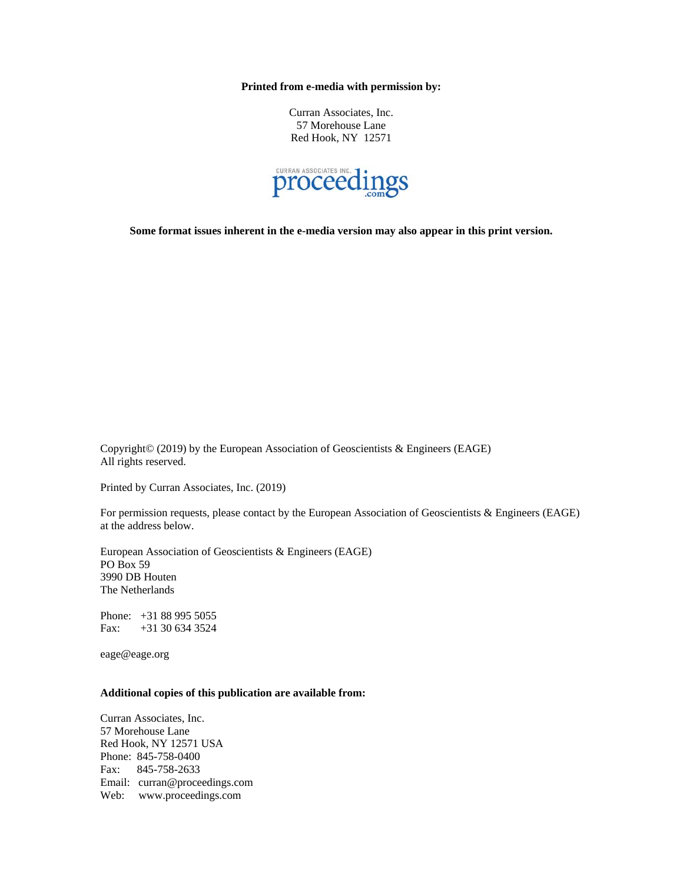**Printed from e-media with permission by:**

Curran Associates, Inc.
57 Morehouse Lane
Red Hook, NY 12571

CURRAN ASSOCIATES INC. proceedings.com

**Some format issues inherent in the e-media version may also appear in this print version.**

Copyright© (2019) by the European Association of Geoscientists & Engineers (EAGE)
All rights reserved.

Printed by Curran Associates, Inc. (2019)

For permission requests, please contact by the European Association of Geoscientists & Engineers (EAGE) at the address below.

European Association of Geoscientists & Engineers (EAGE)
PO Box 59
3990 DB Houten
The Netherlands

Phone: +31 88 995 5055
Fax: +31 30 634 3524

eage@eage.org

**Additional copies of this publication are available from:**

Curran Associates, Inc.
57 Morehouse Lane
Red Hook, NY 12571 USA
Phone: 845-758-0400
Fax: 845-758-2633
Email: curran@proceedings.com
Web: www.proceedings.com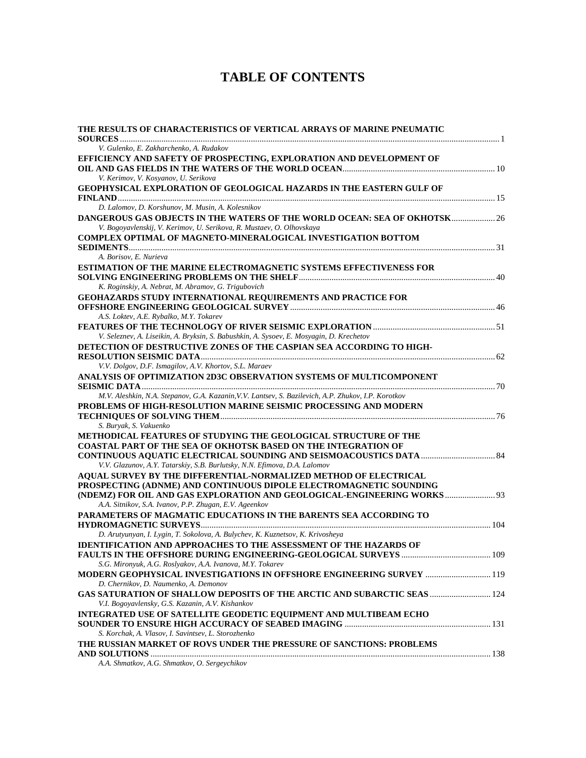# TABLE OF CONTENTS

**THE RESULTS OF CHARACTERISTICS OF VERTICAL ARRAYS OF MARINE PNEUMATIC SOURCES** ........ 1
*V. Gulenko, E. Zakharchenko, A. Rudakov*

**EFFICIENCY AND SAFETY OF PROSPECTING, EXPLORATION AND DEVELOPMENT OF OIL AND GAS FIELDS IN THE WATERS OF THE WORLD OCEAN** ........ 10
*V. Kerimov, V. Kosyanov, U. Serikova*

**GEOPHYSICAL EXPLORATION OF GEOLOGICAL HAZARDS IN THE EASTERN GULF OF FINLAND** ........ 15
*D. Lalomov, D. Korshunov, M. Musin, A. Kolesnikov*

**DANGEROUS GAS OBJECTS IN THE WATERS OF THE WORLD OCEAN: SEA OF OKHOTSK** ........ 26
*V. Bogoyavlenskij, V. Kerimov, U. Serikova, R. Mustaev, O. Olhovskaya*

**COMPLEX OPTIMAL OF MAGNETO-MINERALOGICAL INVESTIGATION BOTTOM SEDIMENTS** ........ 31
*A. Borisov, E. Nurieva*

**ESTIMATION OF THE MARINE ELECTROMAGNETIC SYSTEMS EFFECTIVENESS FOR SOLVING ENGINEERING PROBLEMS ON THE SHELF** ........ 40
*K. Roginskiy, A. Nebrat, M. Abramov, G. Trigubovich*

**GEOHAZARDS STUDY INTERNATIONAL REQUIREMENTS AND PRACTICE FOR OFFSHORE ENGINEERING GEOLOGICAL SURVEY** ........ 46
*A.S. Loktev, A.E. Rybalko, M.Y. Tokarev*

**FEATURES OF THE TECHNOLOGY OF RIVER SEISMIC EXPLORATION** ........ 51
*V. Seleznev, A. Liseikin, A. Bryksin, S. Babushkin, A. Sysoev, E. Mosyagin, D. Krechetov*

**DETECTION OF DESTRUCTIVE ZONES OF THE CASPIAN SEA ACCORDING TO HIGH-RESOLUTION SEISMIC DATA** ........ 62
*V.V. Dolgov, D.F. Ismagilov, A.V. Khortov, S.L. Maraev*

**ANALYSIS OF OPTIMIZATION 2D3C OBSERVATION SYSTEMS OF MULTICOMPONENT SEISMIC DATA** ........ 70
*M.V. Aleshkin, N.A. Stepanov, G.A. Kazanin,V.V. Lantsev, S. Bazilevich, A.P. Zhukov, I.P. Korotkov*

**PROBLEMS OF HIGH-RESOLUTION MARINE SEISMIC PROCESSING AND MODERN TECHNIQUES OF SOLVING THEM** ........ 76
*S. Buryak, S. Vakuenko*

**METHODICAL FEATURES OF STUDYING THE GEOLOGICAL STRUCTURE OF THE COASTAL PART OF THE SEA OF OKHOTSK BASED ON THE INTEGRATION OF CONTINUOUS AQUATIC ELECTRICAL SOUNDING AND SEISMOACOUSTICS DATA** ........ 84
*V.V. Glazunov, A.Y. Tatarskiy, S.B. Burlutsky, N.N. Efimova, D.A. Lalomov*

**AQUAL SURVEY BY THE DIFFERENTIAL-NORMALIZED METHOD OF ELECTRICAL PROSPECTING (ADNME) AND CONTINUOUS DIPOLE ELECTROMAGNETIC SOUNDING (NDEMZ) FOR OIL AND GAS EXPLORATION AND GEOLOGICAL-ENGINEERING WORKS** ........ 93
*A.A. Sitnikov, S.A. Ivanov, P.P. Zhugan, E.V. Ageenkov*

**PARAMETERS OF MAGMATIC EDUCATIONS IN THE BARENTS SEA ACCORDING TO HYDROMAGNETIC SURVEYS** ........ 104
*D. Arutyunyan, I. Lygin, T. Sokolova, A. Bulychev, K. Kuznetsov, K. Krivosheya*

**IDENTIFICATION AND APPROACHES TO THE ASSESSMENT OF THE HAZARDS OF FAULTS IN THE OFFSHORE DURING ENGINEERING-GEOLOGICAL SURVEYS** ........ 109
*S.G. Mironyuk, A.G. Roslyakov, A.A. Ivanova, M.Y. Tokarev*

**MODERN GEOPHYSICAL INVESTIGATIONS IN OFFSHORE ENGINEERING SURVEY** ........ 119
*D. Chernikov, D. Naumenko, A. Demonov*

**GAS SATURATION OF SHALLOW DEPOSITS OF THE ARCTIC AND SUBARCTIC SEAS** ........ 124
*V.I. Bogoyavlensky, G.S. Kazanin, A.V. Kishankov*

**INTEGRATED USE OF SATELLITE GEODETIC EQUIPMENT AND MULTIBEAM ECHO SOUNDER TO ENSURE HIGH ACCURACY OF SEABED IMAGING** ........ 131
*S. Korchak, A. Vlasov, I. Savintsev, L. Storozhenko*

**THE RUSSIAN MARKET OF ROVS UNDER THE PRESSURE OF SANCTIONS: PROBLEMS AND SOLUTIONS** ........ 138
*A.A. Shmatkov, A.G. Shmatkov, O. Sergeychikov*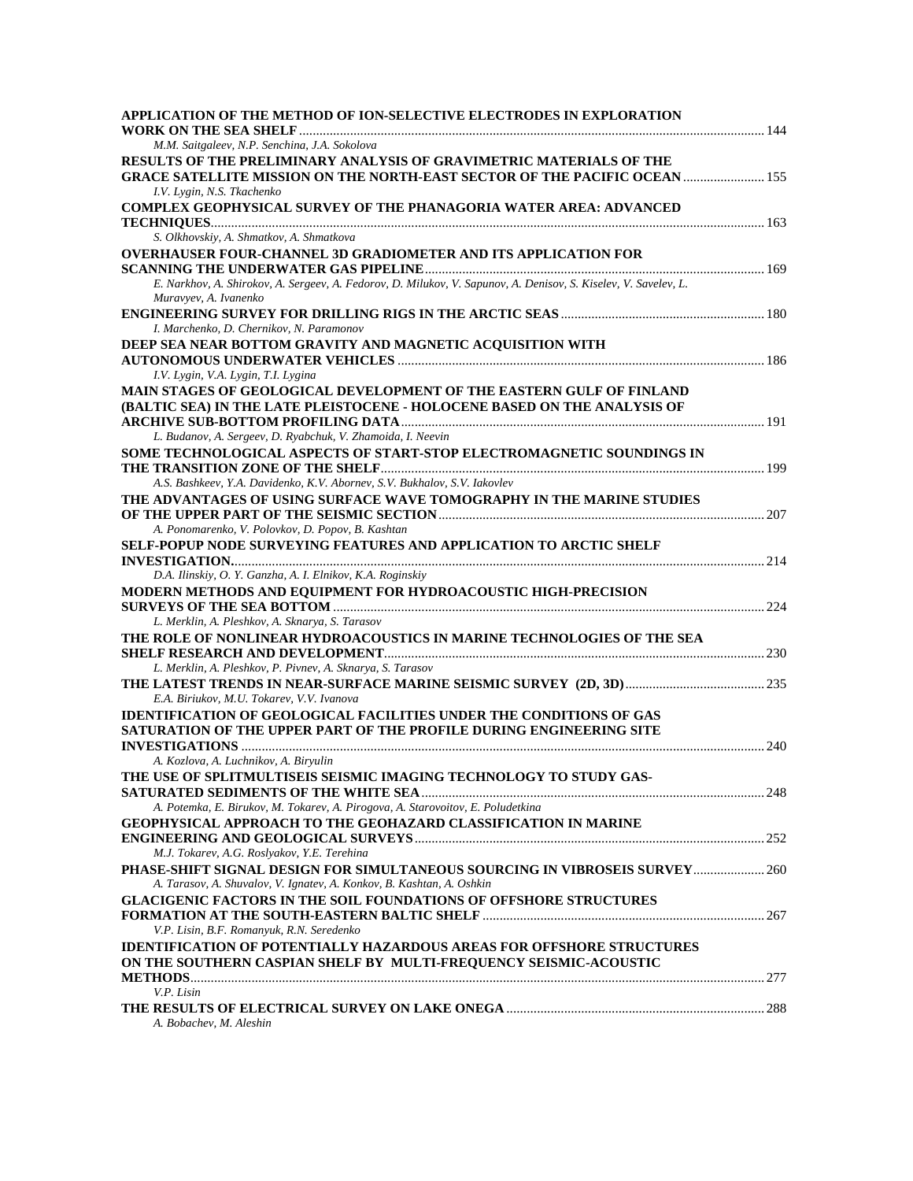**APPLICATION OF THE METHOD OF ION-SELECTIVE ELECTRODES IN EXPLORATION WORK ON THE SEA SHELF** ........ 144
*M.M. Saitgaleev, N.P. Senchina, J.A. Sokolova*

**RESULTS OF THE PRELIMINARY ANALYSIS OF GRAVIMETRIC MATERIALS OF THE GRACE SATELLITE MISSION ON THE NORTH-EAST SECTOR OF THE PACIFIC OCEAN** ........ 155
*I.V. Lygin, N.S. Tkachenko*

**COMPLEX GEOPHYSICAL SURVEY OF THE PHANAGORIA WATER AREA: ADVANCED TECHNIQUES** ........ 163
*S. Olkhovskiy, A. Shmatkov, A. Shmatkova*

**OVERHAUSER FOUR-CHANNEL 3D GRADIOMETER AND ITS APPLICATION FOR SCANNING THE UNDERWATER GAS PIPELINE** ........ 169
*E. Narkhov, A. Shirokov, A. Sergeev, A. Fedorov, D. Milukov, V. Sapunov, A. Denisov, S. Kiselev, V. Savelev, L. Muravyev, A. Ivanenko*

**ENGINEERING SURVEY FOR DRILLING RIGS IN THE ARCTIC SEAS** ........ 180
*I. Marchenko, D. Chernikov, N. Paramonov*

**DEEP SEA NEAR BOTTOM GRAVITY AND MAGNETIC ACQUISITION WITH AUTONOMOUS UNDERWATER VEHICLES** ........ 186
*I.V. Lygin, V.A. Lygin, T.I. Lygina*

**MAIN STAGES OF GEOLOGICAL DEVELOPMENT OF THE EASTERN GULF OF FINLAND (BALTIC SEA) IN THE LATE PLEISTOCENE - HOLOCENE BASED ON THE ANALYSIS OF ARCHIVE SUB-BOTTOM PROFILING DATA** ........ 191
*L. Budanov, A. Sergeev, D. Ryabchuk, V. Zhamoida, I. Neevin*

**SOME TECHNOLOGICAL ASPECTS OF START-STOP ELECTROMAGNETIC SOUNDINGS IN THE TRANSITION ZONE OF THE SHELF** ........ 199
*A.S. Bashkeev, Y.A. Davidenko, K.V. Abornev, S.V. Bukhalov, S.V. Iakovlev*

**THE ADVANTAGES OF USING SURFACE WAVE TOMOGRAPHY IN THE MARINE STUDIES OF THE UPPER PART OF THE SEISMIC SECTION** ........ 207
*A. Ponomarenko, V. Polovkov, D. Popov, B. Kashtan*

**SELF-POPUP NODE SURVEYING FEATURES AND APPLICATION TO ARCTIC SHELF INVESTIGATION** ........ 214
*D.A. Ilinskiy, O. Y. Ganzha, A. I. Elnikov, K.A. Roginskiy*

**MODERN METHODS AND EQUIPMENT FOR HYDROACOUSTIC HIGH-PRECISION SURVEYS OF THE SEA BOTTOM** ........ 224
*L. Merklin, A. Pleshkov, A. Sknarya, S. Tarasov*

**THE ROLE OF NONLINEAR HYDROACOUSTICS IN MARINE TECHNOLOGIES OF THE SEA SHELF RESEARCH AND DEVELOPMENT** ........ 230
*L. Merklin, A. Pleshkov, P. Pivnev, A. Sknarya, S. Tarasov*

**THE LATEST TRENDS IN NEAR-SURFACE MARINE SEISMIC SURVEY (2D, 3D)** ........ 235
*E.A. Biriukov, M.U. Tokarev, V.V. Ivanova*

**IDENTIFICATION OF GEOLOGICAL FACILITIES UNDER THE CONDITIONS OF GAS SATURATION OF THE UPPER PART OF THE PROFILE DURING ENGINEERING SITE INVESTIGATIONS** ........ 240
*A. Kozlova, A. Luchnikov, A. Biryulin*

**THE USE OF SPLITMULTISEIS SEISMIC IMAGING TECHNOLOGY TO STUDY GAS-SATURATED SEDIMENTS OF THE WHITE SEA** ........ 248
*A. Potemka, E. Birukov, M. Tokarev, A. Pirogova, A. Starovoitov, E. Poludetkina*

**GEOPHYSICAL APPROACH TO THE GEOHAZARD CLASSIFICATION IN MARINE ENGINEERING AND GEOLOGICAL SURVEYS** ........ 252
*M.J. Tokarev, A.G. Roslyakov, Y.E. Terehina*

**PHASE-SHIFT SIGNAL DESIGN FOR SIMULTANEOUS SOURCING IN VIBROSEIS SURVEY** ........ 260
*A. Tarasov, A. Shuvalov, V. Ignatev, A. Konkov, B. Kashtan, A. Oshkin*

**GLACIGENIC FACTORS IN THE SOIL FOUNDATIONS OF OFFSHORE STRUCTURES FORMATION AT THE SOUTH-EASTERN BALTIC SHELF** ........ 267
*V.P. Lisin, B.F. Romanyuk, R.N. Seredenko*

**IDENTIFICATION OF POTENTIALLY HAZARDOUS AREAS FOR OFFSHORE STRUCTURES ON THE SOUTHERN CASPIAN SHELF BY MULTI-FREQUENCY SEISMIC-ACOUSTIC METHODS** ........ 277
*V.P. Lisin*

**THE RESULTS OF ELECTRICAL SURVEY ON LAKE ONEGA** ........ 288
*A. Bobachev, M. Aleshin*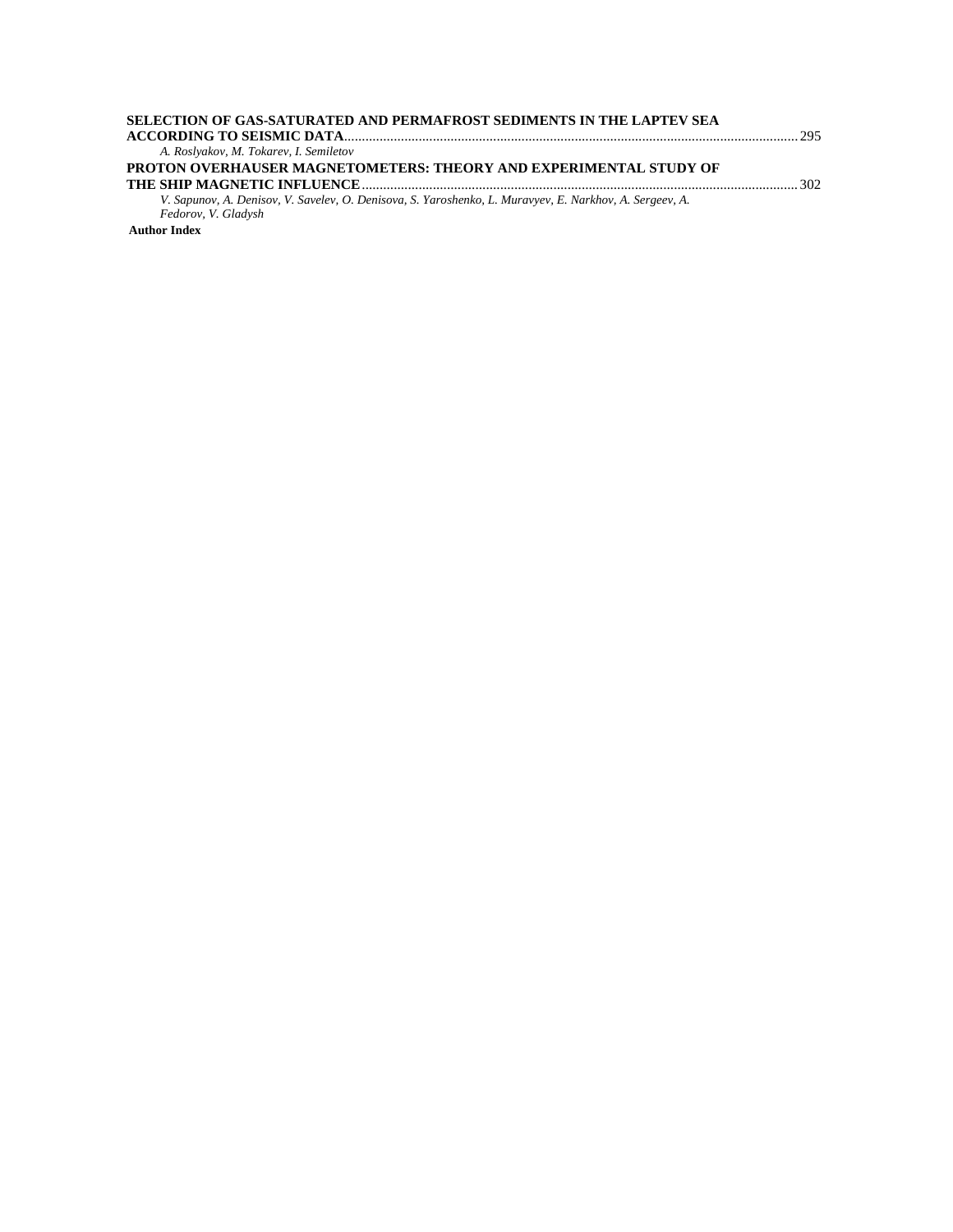**SELECTION OF GAS-SATURATED AND PERMAFROST SEDIMENTS IN THE LAPTEV SEA ACCORDING TO SEISMIC DATA**.................................................................................................................................... 295

*A. Roslyakov, M. Tokarev, I. Semiletov*

**PROTON OVERHAUSER MAGNETOMETERS: THEORY AND EXPERIMENTAL STUDY OF THE SHIP MAGNETIC INFLUENCE**.................................................................................................................................... 302

*V. Sapunov, A. Denisov, V. Savelev, O. Denisova, S. Yaroshenko, L. Muravyev, E. Narkhov, A. Sergeev, A. Fedorov, V. Gladysh*

**Author Index**